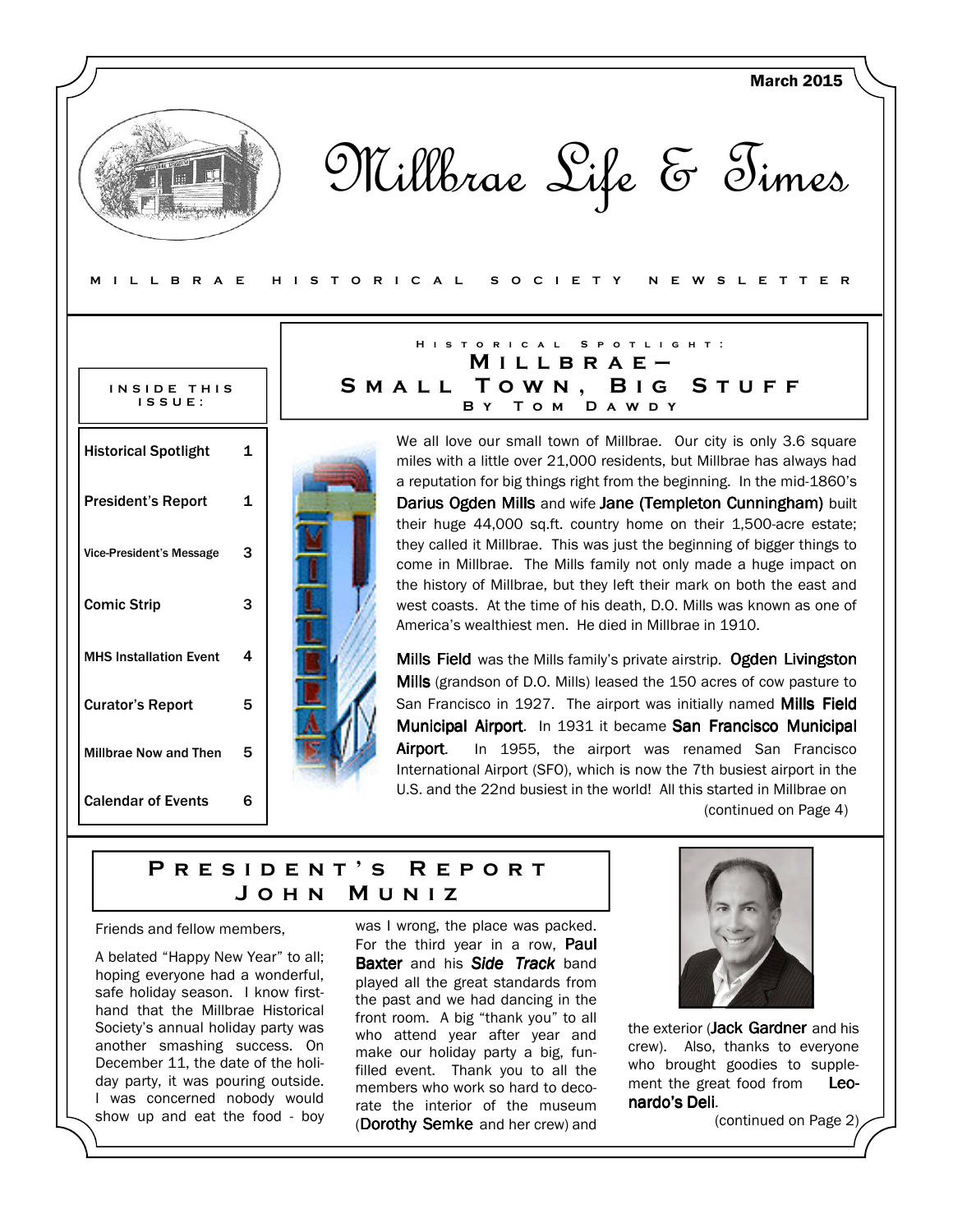March 2015

# Millbrae Life & Times

MILLBRAE HISTORICAL SOCIETY NEWSLETTER

**INSIDE THIS ISSUE:**

| | |
|---|---|
| Historical Spotlight | 1 |
| President's Report | 1 |
| Vice-President's Message | 3 |
| Comic Strip | 3 |
| MHS Installation Event | 4 |
| Curator's Report | 5 |
| Millbrae Now and Then | 5 |
| Calendar of Events | 6 |

## Historical Spotlight: Millbrae— Small Town, Big Stuff

### By Tom Dawdy

We all love our small town of Millbrae. Our city is only 3.6 square miles with a little over 21,000 residents, but Millbrae has always had a reputation for big things right from the beginning. In the mid-1860's **Darius Ogden Mills** and wife **Jane (Templeton Cunningham)** built their huge 44,000 sq.ft. country home on their 1,500-acre estate; they called it Millbrae. This was just the beginning of bigger things to come in Millbrae. The Mills family not only made a huge impact on the history of Millbrae, but they left their mark on both the east and west coasts. At the time of his death, D.O. Mills was known as one of America's wealthiest men. He died in Millbrae in 1910.

**Mills Field** was the Mills family's private airstrip. **Ogden Livingston Mills** (grandson of D.O. Mills) leased the 150 acres of cow pasture to San Francisco in 1927. The airport was initially named **Mills Field Municipal Airport**. In 1931 it became **San Francisco Municipal Airport**. In 1955, the airport was renamed San Francisco International Airport (SFO), which is now the 7th busiest airport in the U.S. and the 22nd busiest in the world! All this started in Millbrae on

(continued on Page 4)

## President's Report

### John Muniz

Friends and fellow members,

A belated "Happy New Year" to all; hoping everyone had a wonderful, safe holiday season. I know first-hand that the Millbrae Historical Society's annual holiday party was another smashing success. On December 11, the date of the holiday party, it was pouring outside. I was concerned nobody would show up and eat the food - boy was I wrong, the place was packed. For the third year in a row, **Paul Baxter** and his ***Side Track*** band played all the great standards from the past and we had dancing in the front room. A big "thank you" to all who attend year after year and make our holiday party a big, fun-filled event. Thank you to all the members who work so hard to decorate the interior of the museum (**Dorothy Semke** and her crew) and the exterior (**Jack Gardner** and his crew). Also, thanks to everyone who brought goodies to supplement the great food from **Leonardo's Deli**.

(continued on Page 2)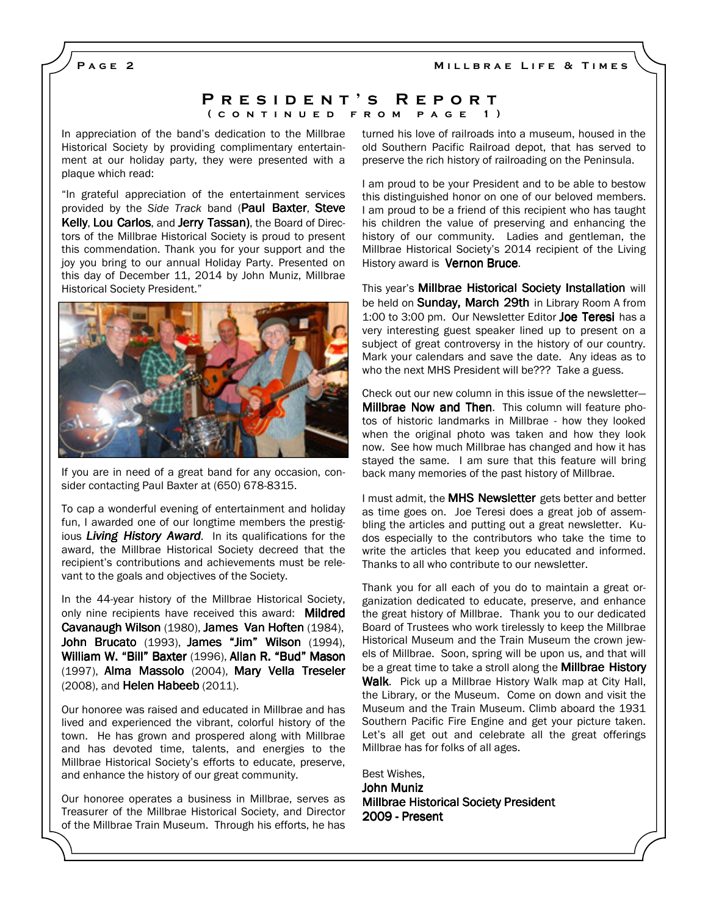# President's Report
## (continued from page 1)

In appreciation of the band's dedication to the Millbrae Historical Society by providing complimentary entertainment at our holiday party, they were presented with a plaque which read:

"In grateful appreciation of the entertainment services provided by the *Side Track* band (**Paul Baxter**, **Steve Kelly**, **Lou Carlos**, and **Jerry Tassan)**, the Board of Directors of the Millbrae Historical Society is proud to present this commendation. Thank you for your support and the joy you bring to our annual Holiday Party. Presented on this day of December 11, 2014 by John Muniz, Millbrae Historical Society President."

If you are in need of a great band for any occasion, consider contacting Paul Baxter at (650) 678-8315.

To cap a wonderful evening of entertainment and holiday fun, I awarded one of our longtime members the prestigious ***Living History Award***. In its qualifications for the award, the Millbrae Historical Society decreed that the recipient's contributions and achievements must be relevant to the goals and objectives of the Society.

In the 44-year history of the Millbrae Historical Society, only nine recipients have received this award: **Mildred Cavanaugh Wilson** (1980), **James Van Hoften** (1984), **John Brucato** (1993), **James "Jim" Wilson** (1994), **William W. "Bill" Baxter** (1996), **Allan R. "Bud" Mason** (1997), **Alma Massolo** (2004), **Mary Vella Treseler** (2008), and **Helen Habeeb** (2011).

Our honoree was raised and educated in Millbrae and has lived and experienced the vibrant, colorful history of the town. He has grown and prospered along with Millbrae and has devoted time, talents, and energies to the Millbrae Historical Society's efforts to educate, preserve, and enhance the history of our great community.

Our honoree operates a business in Millbrae, serves as Treasurer of the Millbrae Historical Society, and Director of the Millbrae Train Museum. Through his efforts, he has turned his love of railroads into a museum, housed in the old Southern Pacific Railroad depot, that has served to preserve the rich history of railroading on the Peninsula.

I am proud to be your President and to be able to bestow this distinguished honor on one of our beloved members. I am proud to be a friend of this recipient who has taught his children the value of preserving and enhancing the history of our community. Ladies and gentleman, the Millbrae Historical Society's 2014 recipient of the Living History award is **Vernon Bruce**.

This year's **Millbrae Historical Society Installation** will be held on **Sunday, March 29th** in Library Room A from 1:00 to 3:00 pm. Our Newsletter Editor **Joe Teresi** has a very interesting guest speaker lined up to present on a subject of great controversy in the history of our country. Mark your calendars and save the date. Any ideas as to who the next MHS President will be??? Take a guess.

Check out our new column in this issue of the newsletter—**Millbrae Now and Then**. This column will feature photos of historic landmarks in Millbrae - how they looked when the original photo was taken and how they look now. See how much Millbrae has changed and how it has stayed the same. I am sure that this feature will bring back many memories of the past history of Millbrae.

I must admit, the **MHS Newsletter** gets better and better as time goes on. Joe Teresi does a great job of assembling the articles and putting out a great newsletter. Kudos especially to the contributors who take the time to write the articles that keep you educated and informed. Thanks to all who contribute to our newsletter.

Thank you for all each of you do to maintain a great organization dedicated to educate, preserve, and enhance the great history of Millbrae. Thank you to our dedicated Board of Trustees who work tirelessly to keep the Millbrae Historical Museum and the Train Museum the crown jewels of Millbrae. Soon, spring will be upon us, and that will be a great time to take a stroll along the **Millbrae History Walk**. Pick up a Millbrae History Walk map at City Hall, the Library, or the Museum. Come on down and visit the Museum and the Train Museum. Climb aboard the 1931 Southern Pacific Fire Engine and get your picture taken. Let's all get out and celebrate all the great offerings Millbrae has for folks of all ages.

Best Wishes,
**John Muniz**
**Millbrae Historical Society President**
**2009 - Present**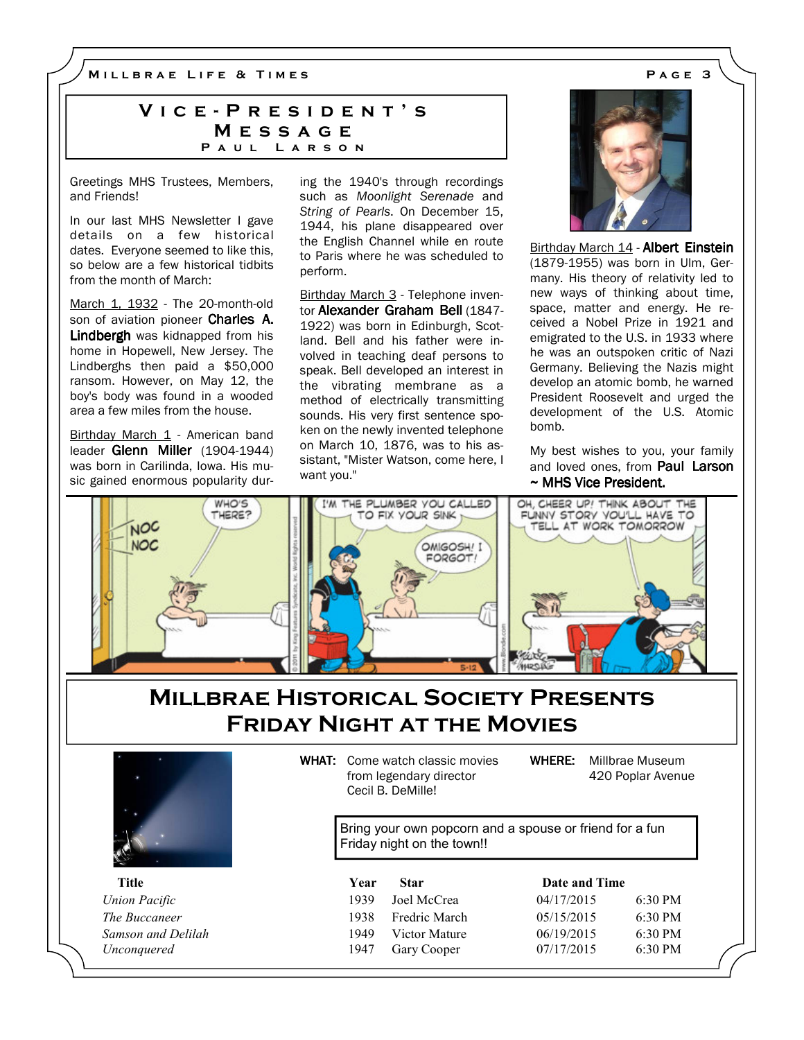## Vice-President's Message

### Paul Larson

Greetings MHS Trustees, Members, and Friends!

In our last MHS Newsletter I gave details on a few historical dates. Everyone seemed to like this, so below are a few historical tidbits from the month of March:

March 1, 1932 - The 20-month-old son of aviation pioneer **Charles A. Lindbergh** was kidnapped from his home in Hopewell, New Jersey. The Lindberghs then paid a $50,000 ransom. However, on May 12, the boy's body was found in a wooded area a few miles from the house.

Birthday March 1 - American band leader **Glenn Miller** (1904-1944) was born in Carilinda, Iowa. His music gained enormous popularity during the 1940's through recordings such as *Moonlight Serenade* and *String of Pearls*. On December 15, 1944, his plane disappeared over the English Channel while en route to Paris where he was scheduled to perform.

Birthday March 3 - Telephone inventor **Alexander Graham Bell** (1847-1922) was born in Edinburgh, Scotland. Bell and his father were involved in teaching deaf persons to speak. Bell developed an interest in the vibrating membrane as a method of electrically transmitting sounds. His very first sentence spoken on the newly invented telephone on March 10, 1876, was to his assistant, "Mister Watson, come here, I want you."

Birthday March 14 - **Albert Einstein** (1879-1955) was born in Ulm, Germany. His theory of relativity led to new ways of thinking about time, space, matter and energy. He received a Nobel Prize in 1921 and emigrated to the U.S. in 1933 where he was an outspoken critic of Nazi Germany. Believing the Nazis might develop an atomic bomb, he warned President Roosevelt and urged the development of the U.S. Atomic bomb.

My best wishes to you, your family and loved ones, from **Paul Larson ~ MHS Vice President.**

## Millbrae Historical Society Presents Friday Night at the Movies

**WHAT:** Come watch classic movies from legendary director Cecil B. DeMille!

**WHERE:** Millbrae Museum, 420 Poplar Avenue

Bring your own popcorn and a spouse or friend for a fun Friday night on the town!!

| Title | Year | Star | Date and Time | |
|---|---|---|---|---|
| *Union Pacific* | 1939 | Joel McCrea | 04/17/2015 | 6:30 PM |
| *The Buccaneer* | 1938 | Fredric March | 05/15/2015 | 6:30 PM |
| *Samson and Delilah* | 1949 | Victor Mature | 06/19/2015 | 6:30 PM |
| *Unconquered* | 1947 | Gary Cooper | 07/17/2015 | 6:30 PM |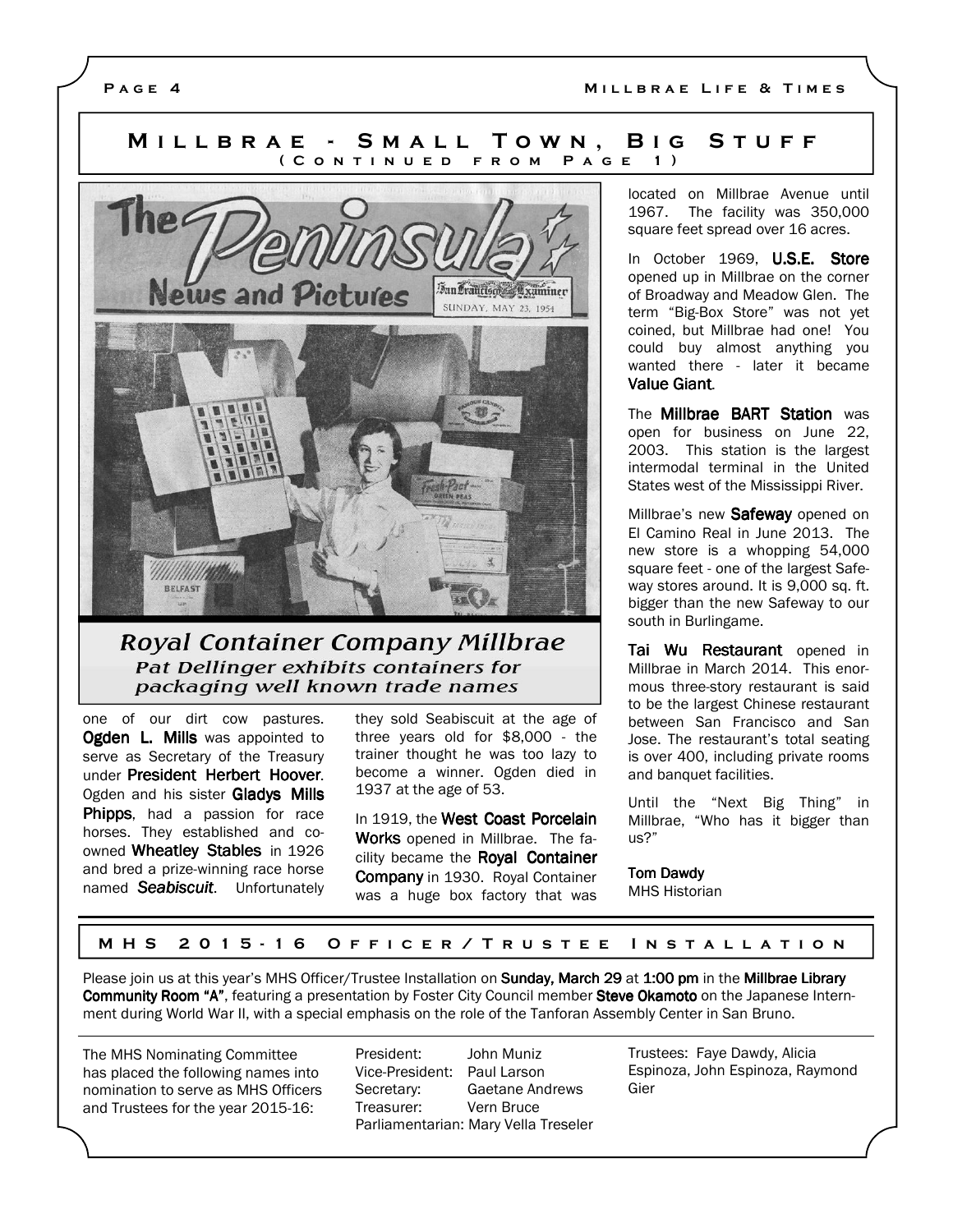## Millbrae - Small Town, Big Stuff
### (Continued from Page 1)

*Royal Container Company Millbrae*
*Pat Dellinger exhibits containers for packaging well known trade names*

one of our dirt cow pastures. **Ogden L. Mills** was appointed to serve as Secretary of the Treasury under **President Herbert Hoover**. Ogden and his sister **Gladys Mills Phipps**, had a passion for race horses. They established and co-owned **Wheatley Stables** in 1926 and bred a prize-winning race horse named ***Seabiscuit***. Unfortunately they sold Seabiscuit at the age of three years old for $8,000 - the trainer thought he was too lazy to become a winner. Ogden died in 1937 at the age of 53.

In 1919, the **West Coast Porcelain Works** opened in Millbrae. The facility became the **Royal Container Company** in 1930. Royal Container was a huge box factory that was located on Millbrae Avenue until 1967. The facility was 350,000 square feet spread over 16 acres.

In October 1969, **U.S.E. Store** opened up in Millbrae on the corner of Broadway and Meadow Glen. The term "Big-Box Store" was not yet coined, but Millbrae had one! You could buy almost anything you wanted there - later it became **Value Giant**.

The **Millbrae BART Station** was open for business on June 22, 2003. This station is the largest intermodal terminal in the United States west of the Mississippi River.

Millbrae's new **Safeway** opened on El Camino Real in June 2013. The new store is a whopping 54,000 square feet - one of the largest Safeway stores around. It is 9,000 sq. ft. bigger than the new Safeway to our south in Burlingame.

**Tai Wu Restaurant** opened in Millbrae in March 2014. This enormous three-story restaurant is said to be the largest Chinese restaurant between San Francisco and San Jose. The restaurant's total seating is over 400, including private rooms and banquet facilities.

Until the "Next Big Thing" in Millbrae, "Who has it bigger than us?"

**Tom Dawdy**
MHS Historian

## MHS 2015-16 Officer/Trustee Installation

Please join us at this year's MHS Officer/Trustee Installation on **Sunday, March 29** at **1:00 pm** in the **Millbrae Library Community Room "A"**, featuring a presentation by Foster City Council member **Steve Okamoto** on the Japanese Internment during World War II, with a special emphasis on the role of the Tanforan Assembly Center in San Bruno.

The MHS Nominating Committee has placed the following names into nomination to serve as MHS Officers and Trustees for the year 2015-16:

President: John Muniz
Vice-President: Paul Larson
Secretary: Gaetane Andrews
Treasurer: Vern Bruce
Parliamentarian: Mary Vella Treseler

Trustees: Faye Dawdy, Alicia Espinoza, John Espinoza, Raymond Gier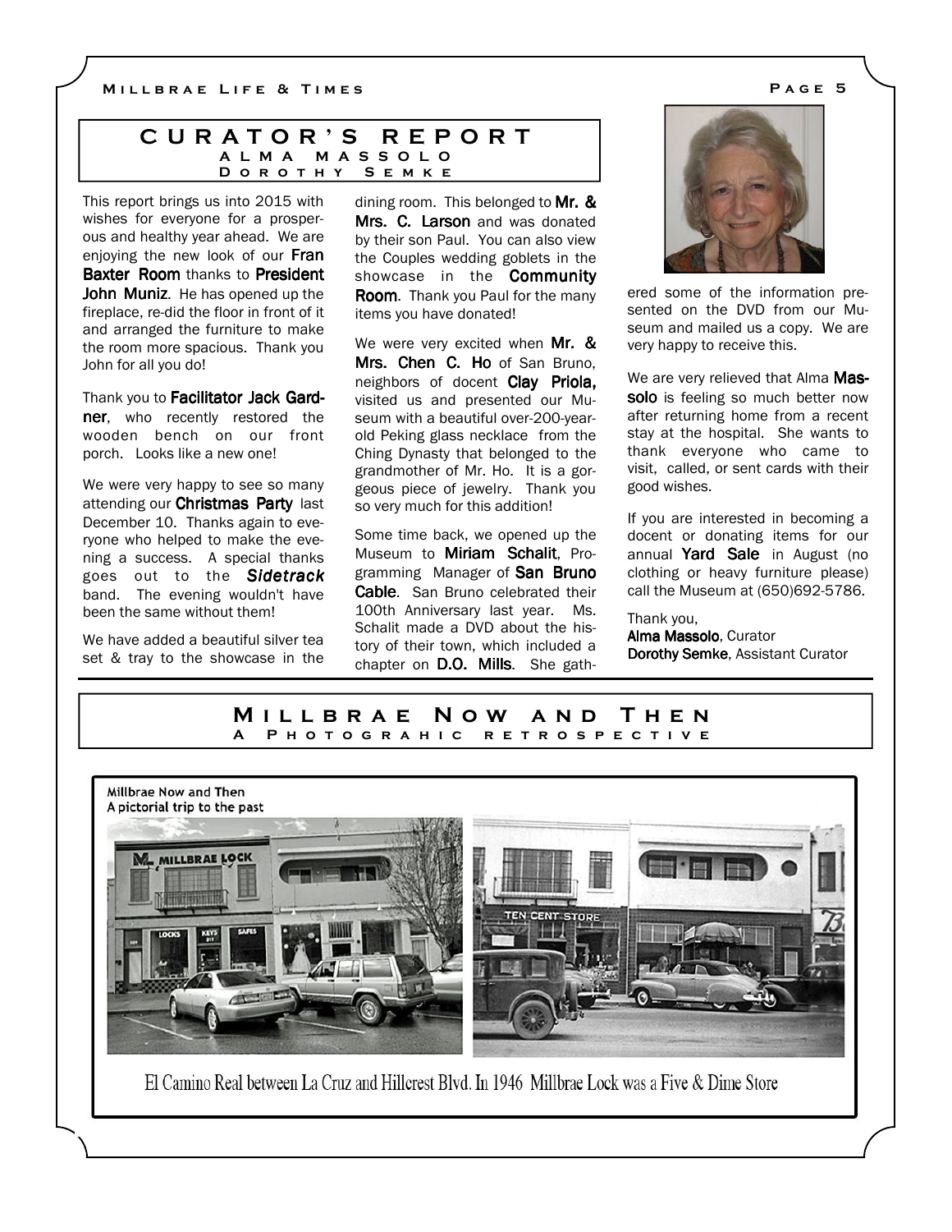## CURATOR'S REPORT

### ALMA MASSOLO
### DOROTHY SEMKE

This report brings us into 2015 with wishes for everyone for a prosperous and healthy year ahead. We are enjoying the new look of our **Fran Baxter Room** thanks to **President John Muniz**. He has opened up the fireplace, re-did the floor in front of it and arranged the furniture to make the room more spacious. Thank you John for all you do!

Thank you to **Facilitator Jack Gardner**, who recently restored the wooden bench on our front porch. Looks like a new one!

We were very happy to see so many attending our **Christmas Party** last December 10. Thanks again to everyone who helped to make the evening a success. A special thanks goes out to the ***Sidetrack*** band. The evening wouldn't have been the same without them!

We have added a beautiful silver tea set & tray to the showcase in the dining room. This belonged to **Mr. & Mrs. C. Larson** and was donated by their son Paul. You can also view the Couples wedding goblets in the showcase in the **Community Room**. Thank you Paul for the many items you have donated!

We were very excited when **Mr. & Mrs. Chen C. Ho** of San Bruno, neighbors of docent **Clay Priola,** visited us and presented our Museum with a beautiful over-200-year-old Peking glass necklace from the Ching Dynasty that belonged to the grandmother of Mr. Ho. It is a gorgeous piece of jewelry. Thank you so very much for this addition!

Some time back, we opened up the Museum to **Miriam Schalit**, Programming Manager of **San Bruno Cable**. San Bruno celebrated their 100th Anniversary last year. Ms. Schalit made a DVD about the history of their town, which included a chapter on **D.O. Mills**. She gathered some of the information presented on the DVD from our Museum and mailed us a copy. We are very happy to receive this.

We are very relieved that Alma **Massolo** is feeling so much better now after returning home from a recent stay at the hospital. She wants to thank everyone who came to visit, called, or sent cards with their good wishes.

If you are interested in becoming a docent or donating items for our annual **Yard Sale** in August (no clothing or heavy furniture please) call the Museum at (650)692-5786.

Thank you,
**Alma Massolo**, Curator
**Dorothy Semke**, Assistant Curator

## MILLBRAE NOW AND THEN

### A PHOTOGRAHIC RETROSPECTIVE

Millbrae Now and Then
A pictorial trip to the past

El Camino Real between La Cruz and Hillcrest Blvd. In 1946 Millbrae Lock was a Five & Dime Store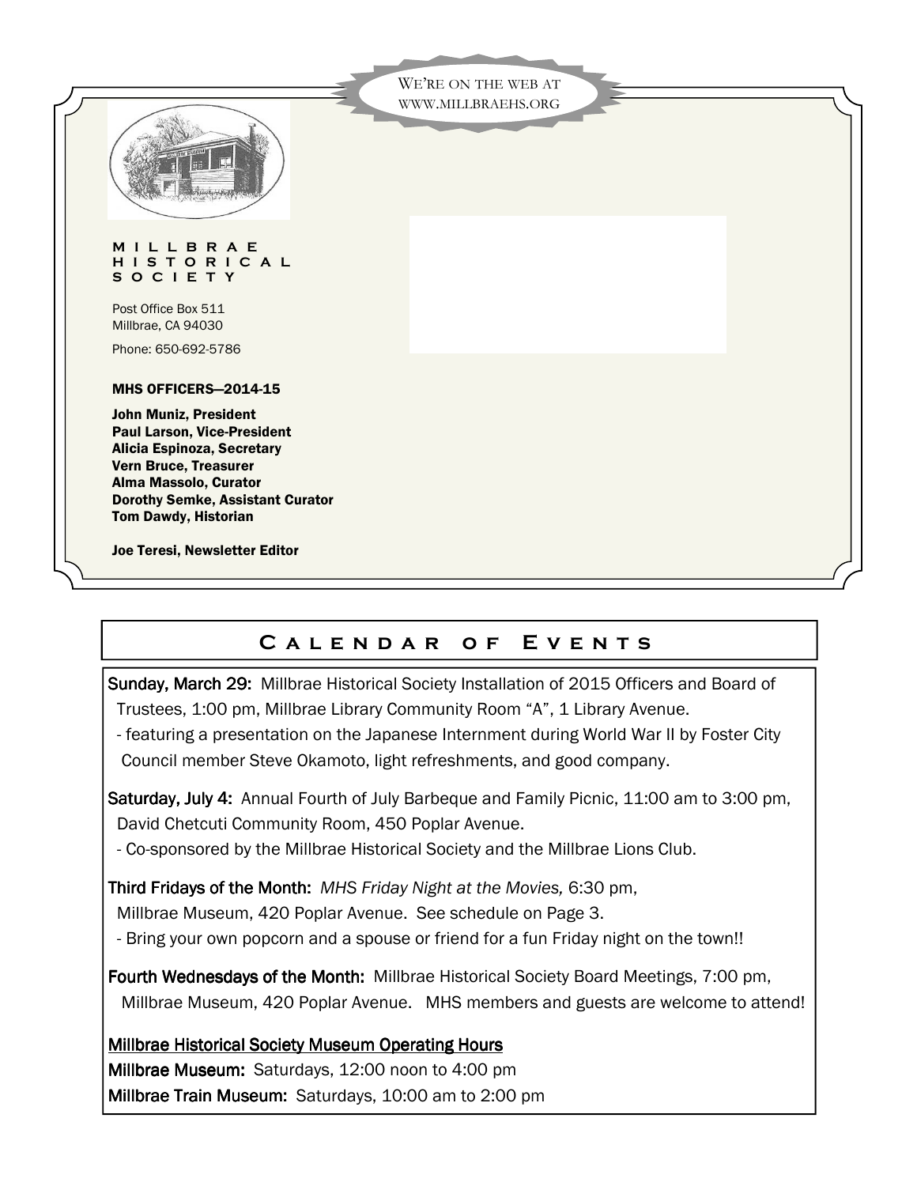WE'RE ON THE WEB AT
WWW.MILLBRAEHS.ORG

**MILLBRAE HISTORICAL SOCIETY**

Post Office Box 511
Millbrae, CA 94030

Phone: 650-692-5786

**MHS OFFICERS—2014-15**

**John Muniz, President**
**Paul Larson, Vice-President**
**Alicia Espinoza, Secretary**
**Vern Bruce, Treasurer**
**Alma Massolo, Curator**
**Dorothy Semke, Assistant Curator**
**Tom Dawdy, Historian**

**Joe Teresi, Newsletter Editor**

## Calendar of Events

**Sunday, March 29:** Millbrae Historical Society Installation of 2015 Officers and Board of Trustees, 1:00 pm, Millbrae Library Community Room "A", 1 Library Avenue.
- featuring a presentation on the Japanese Internment during World War II by Foster City Council member Steve Okamoto, light refreshments, and good company.

**Saturday, July 4:** Annual Fourth of July Barbeque and Family Picnic, 11:00 am to 3:00 pm, David Chetcuti Community Room, 450 Poplar Avenue.
- Co-sponsored by the Millbrae Historical Society and the Millbrae Lions Club.

**Third Fridays of the Month:** *MHS Friday Night at the Movies,* 6:30 pm, Millbrae Museum, 420 Poplar Avenue. See schedule on Page 3.
- Bring your own popcorn and a spouse or friend for a fun Friday night on the town!!

**Fourth Wednesdays of the Month:** Millbrae Historical Society Board Meetings, 7:00 pm, Millbrae Museum, 420 Poplar Avenue. MHS members and guests are welcome to attend!

**Millbrae Historical Society Museum Operating Hours**

**Millbrae Museum:** Saturdays, 12:00 noon to 4:00 pm
**Millbrae Train Museum:** Saturdays, 10:00 am to 2:00 pm